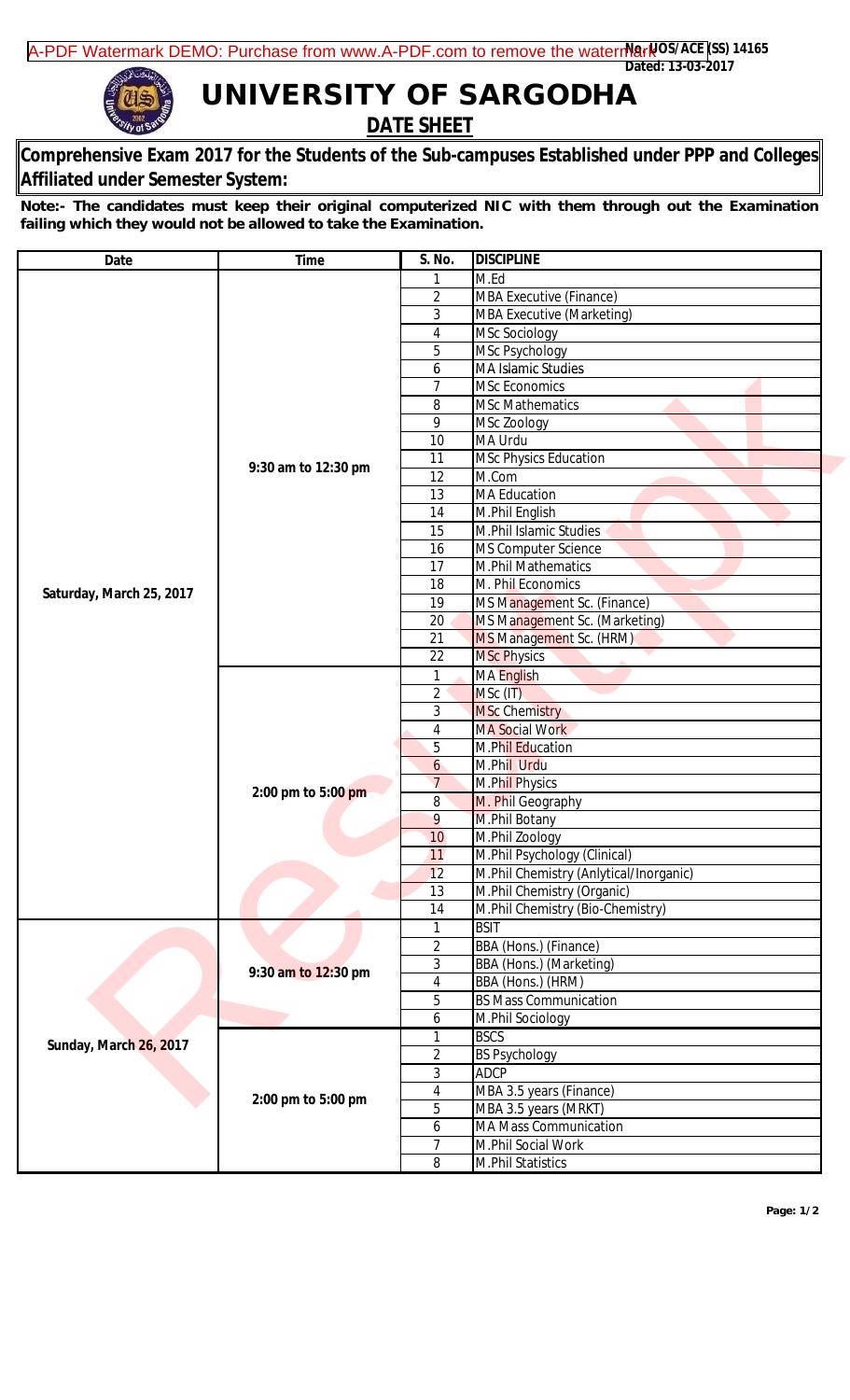No. UOS/ACE (SS) 14165
Dated: 13-03-2017

# UNIVERSITY OF SARGODHA

## DATE SHEET

**Comprehensive Exam 2017 for the Students of the Sub-campuses Established under PPP and Colleges Affiliated under Semester System:**

**Note:- The candidates must keep their original computerized NIC with them through out the Examination failing which they would not be allowed to take the Examination.**

| Date | Time | S. No. | DISCIPLINE |
|---|---|---|---|
| Saturday, March 25, 2017 | 9:30 am to 12:30 pm | 1 | M.Ed |
| | | 2 | MBA Executive (Finance) |
| | | 3 | MBA Executive (Marketing) |
| | | 4 | MSc Sociology |
| | | 5 | MSc Psychology |
| | | 6 | MA Islamic Studies |
| | | 7 | MSc Economics |
| | | 8 | MSc Mathematics |
| | | 9 | MSc Zoology |
| | | 10 | MA Urdu |
| | | 11 | MSc Physics Education |
| | | 12 | M.Com |
| | | 13 | MA Education |
| | | 14 | M.Phil English |
| | | 15 | M.Phil Islamic Studies |
| | | 16 | MS Computer Science |
| | | 17 | M.Phil Mathematics |
| | | 18 | M. Phil Economics |
| | | 19 | MS Management Sc. (Finance) |
| | | 20 | MS Management Sc. (Marketing) |
| | | 21 | MS Management Sc. (HRM) |
| | | 22 | MSc Physics |
| | 2:00 pm to 5:00 pm | 1 | MA English |
| | | 2 | MSc (IT) |
| | | 3 | MSc Chemistry |
| | | 4 | MA Social Work |
| | | 5 | M.Phil Education |
| | | 6 | M.Phil Urdu |
| | | 7 | M.Phil Physics |
| | | 8 | M. Phil Geography |
| | | 9 | M.Phil Botany |
| | | 10 | M.Phil Zoology |
| | | 11 | M.Phil Psychology (Clinical) |
| | | 12 | M.Phil Chemistry (Anlytical/Inorganic) |
| | | 13 | M.Phil Chemistry (Organic) |
| | | 14 | M.Phil Chemistry (Bio-Chemistry) |
| Sunday, March 26, 2017 | 9:30 am to 12:30 pm | 1 | BSIT |
| | | 2 | BBA (Hons.) (Finance) |
| | | 3 | BBA (Hons.) (Marketing) |
| | | 4 | BBA (Hons.) (HRM) |
| | | 5 | BS Mass Communication |
| | | 6 | M.Phil Sociology |
| | 2:00 pm to 5:00 pm | 1 | BSCS |
| | | 2 | BS Psychology |
| | | 3 | ADCP |
| | | 4 | MBA 3.5 years (Finance) |
| | | 5 | MBA 3.5 years (MRKT) |
| | | 6 | MA Mass Communication |
| | | 7 | M.Phil Social Work |
| | | 8 | M.Phil Statistics |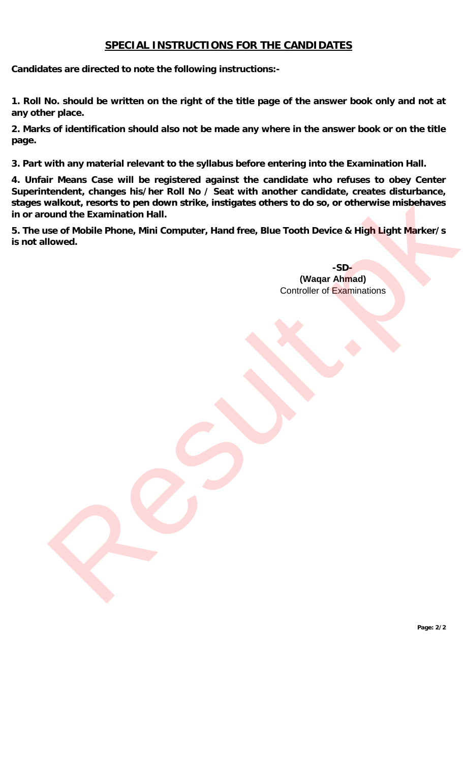## **SPECIAL INSTRUCTIONS FOR THE CANDIDATES**

**Candidates are directed to note the following instructions:-**

**1. Roll No. should be written on the right of the title page of the answer book only and not at any other place.**

**2. Marks of identification should also not be made any where in the answer book or on the title page.**

**3. Part with any material relevant to the syllabus before entering into the Examination Hall.**

**4. Unfair Means Case will be registered against the candidate who refuses to obey Center Superintendent, changes his/her Roll No / Seat with another candidate, creates disturbance, stages walkout, resorts to pen down strike, instigates others to do so, or otherwise misbehaves in or around the Examination Hall.**

**5. The use of Mobile Phone, Mini Computer, Hand free, Blue Tooth Device & High Light Marker/s is not allowed.**

**-SD-**
**(Waqar Ahmad)**
Controller of Examinations